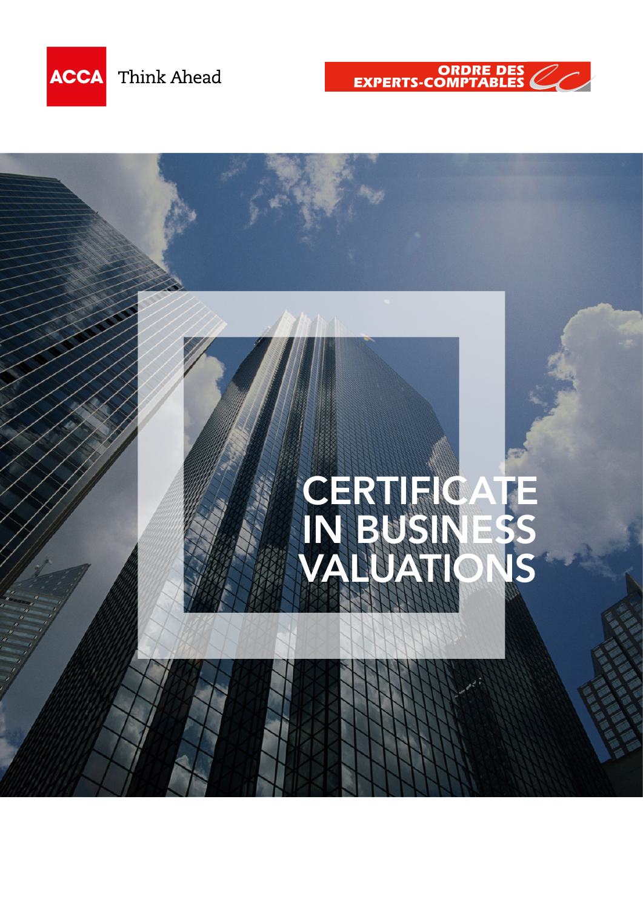ACCA Think Ahead

ORDRE DES EXPERTS-COMPTABLES

# CERTIFICATE IN BUSINESS VALUATIONS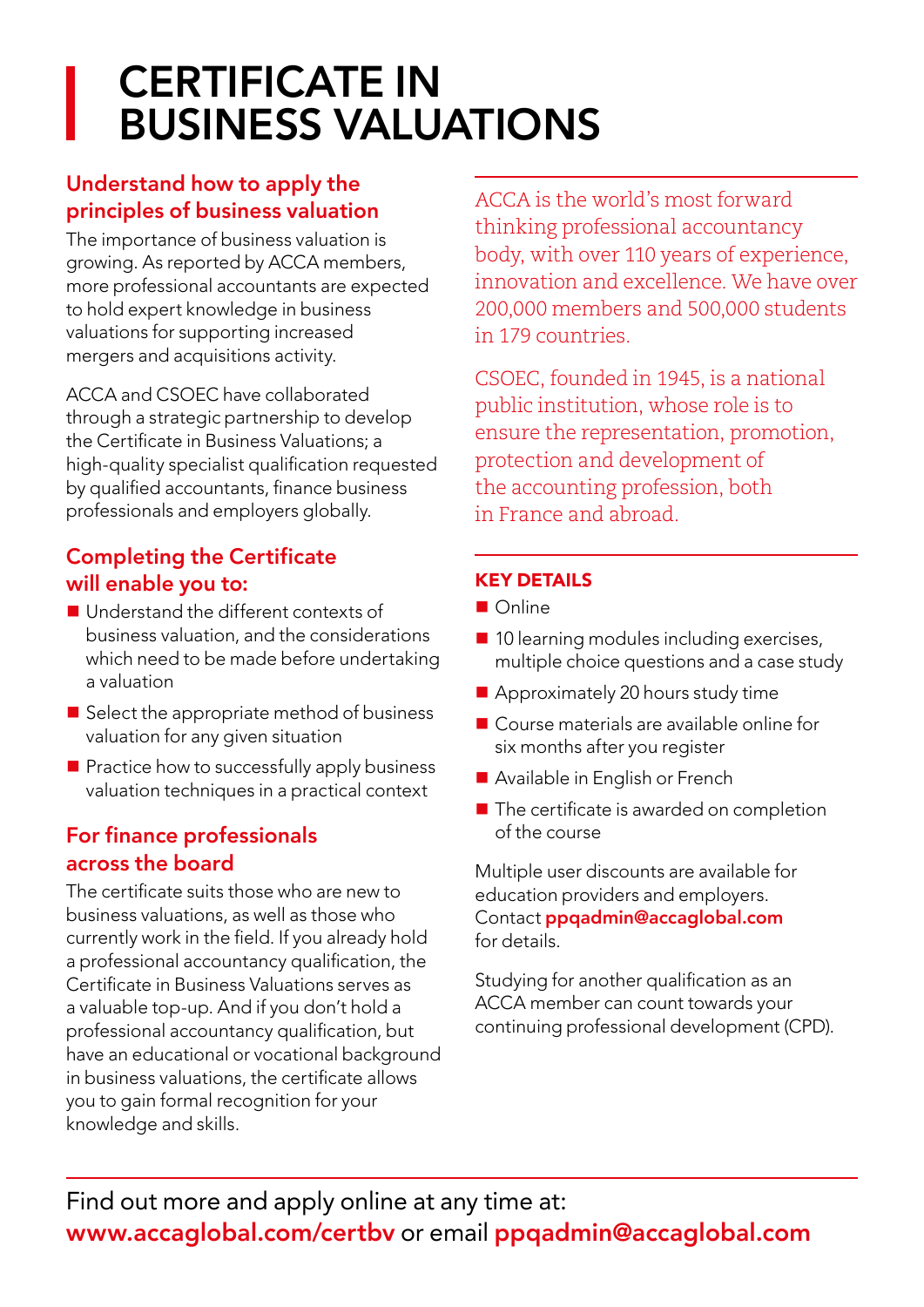# CERTIFICATE IN BUSINESS VALUATIONS

## Understand how to apply the principles of business valuation

The importance of business valuation is growing. As reported by ACCA members, more professional accountants are expected to hold expert knowledge in business valuations for supporting increased mergers and acquisitions activity.

ACCA and CSOEC have collaborated through a strategic partnership to develop the Certificate in Business Valuations; a high-quality specialist qualification requested by qualified accountants, finance business professionals and employers globally.

## Completing the Certificate will enable you to:

- Understand the different contexts of business valuation, and the considerations which need to be made before undertaking a valuation
- Select the appropriate method of business valuation for any given situation
- Practice how to successfully apply business valuation techniques in a practical context

## For finance professionals across the board

The certificate suits those who are new to business valuations, as well as those who currently work in the field. If you already hold a professional accountancy qualification, the Certificate in Business Valuations serves as a valuable top-up. And if you don't hold a professional accountancy qualification, but have an educational or vocational background in business valuations, the certificate allows you to gain formal recognition for your knowledge and skills.

ACCA is the world's most forward thinking professional accountancy body, with over 110 years of experience, innovation and excellence. We have over 200,000 members and 500,000 students in 179 countries.

CSOEC, founded in 1945, is a national public institution, whose role is to ensure the representation, promotion, protection and development of the accounting profession, both in France and abroad.

### KEY DETAILS

- Online
- 10 learning modules including exercises, multiple choice questions and a case study
- Approximately 20 hours study time
- Course materials are available online for six months after you register
- Available in English or French
- The certificate is awarded on completion of the course

Multiple user discounts are available for education providers and employers. Contact **ppqadmin@accaglobal.com** for details.

Studying for another qualification as an ACCA member can count towards your continuing professional development (CPD).

Find out more and apply online at any time at:
**www.accaglobal.com/certbv** or email **ppqadmin@accaglobal.com**